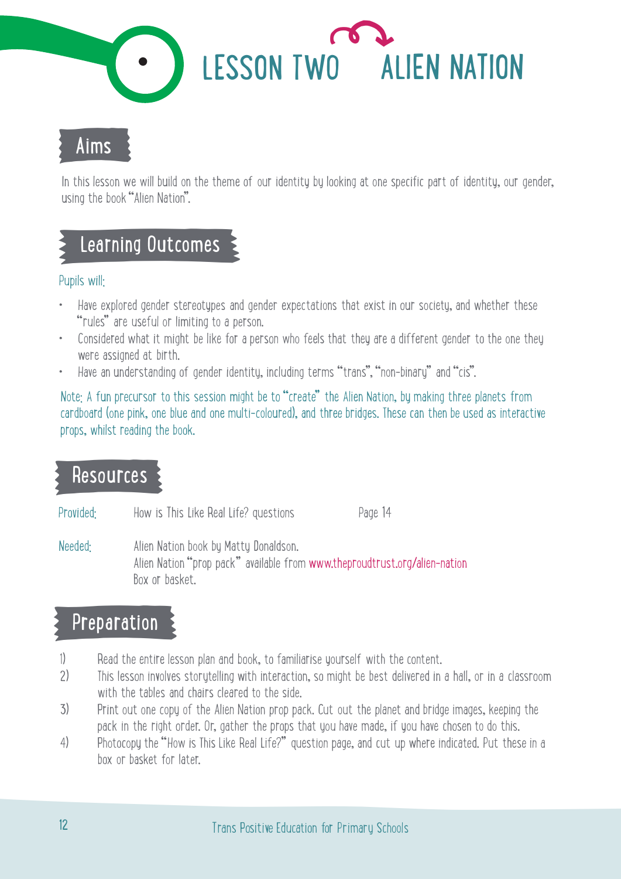# LESSON TWO ALIEN NATION

## Aims

In this lesson we will build on the theme of our identity by looking at one specific part of identity, our gender, using the book "Alien Nation".

## Learning Outcomes

Pupils will:

- Have explored gender stereotypes and gender expectations that exist in our society, and whether these "rules" are useful or limiting to a person.
- Considered what it might be like for a person who feels that they are a different gender to the one they were assigned at birth.
- Have an understanding of gender identity, including terms "trans", "non-binary" and "cis".

Note: A fun precursor to this session might be to "create" the Alien Nation, by making three planets from cardboard (one pink, one blue and one multi-coloured), and three bridges. These can then be used as interactive props, whilst reading the book.

## Resources

| | | |
|---|---|---|
| Provided: | How is This Like Real Life? questions | Page 14 |
| Needed: | Alien Nation book by Matty Donaldson.<br>Alien Nation "prop pack" available from www.theproudtrust.org/alien-nation<br>Box or basket. | |

## Preparation

1) Read the entire lesson plan and book, to familiarise yourself with the content.
2) This lesson involves storytelling with interaction, so might be best delivered in a hall, or in a classroom with the tables and chairs cleared to the side.
3) Print out one copy of the Alien Nation prop pack. Cut out the planet and bridge images, keeping the pack in the right order. Or, gather the props that you have made, if you have chosen to do this.
4) Photocopy the "How is This Like Real Life?" question page, and cut up where indicated. Put these in a box or basket for later.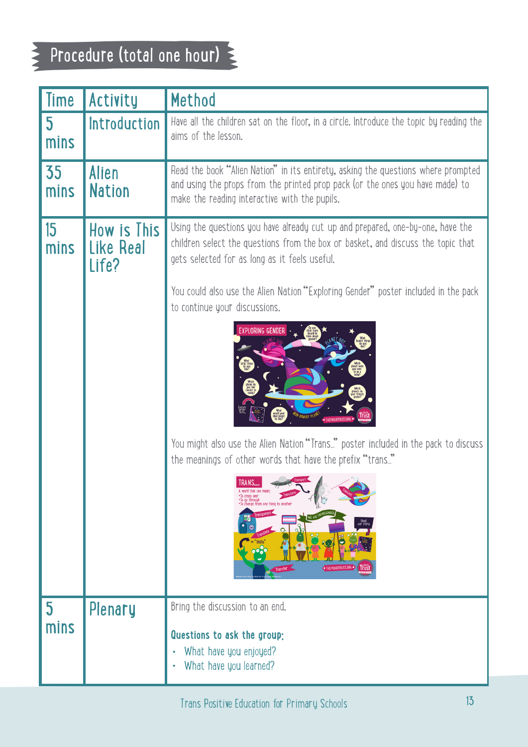## Procedure (total one hour)

| Time | Activity | Method |
|---|---|---|
| 5 mins | Introduction | Have all the children sat on the floor, in a circle. Introduce the topic by reading the aims of the lesson. |
| 35 mins | Alien Nation | Read the book "Alien Nation" in its entirety, asking the questions where prompted and using the props from the printed prop pack (or the ones you have made) to make the reading interactive with the pupils. |
| 15 mins | How is This Like Real Life? | Using the questions you have already cut up and prepared, one-by-one, have the children select the questions from the box or basket, and discuss the topic that gets selected for as long as it feels useful.<br><br>You could also use the Alien Nation "Exploring Gender" poster included in the pack to continue your discussions.<br><br>You might also use the Alien Nation "Trans..." poster included in the pack to discuss the meanings of other words that have the prefix "trans..." |
| 5 mins | Plenary | Bring the discussion to an end.<br><br>**Questions to ask the group:**<br>• What have you enjoyed?<br>• What have you learned? |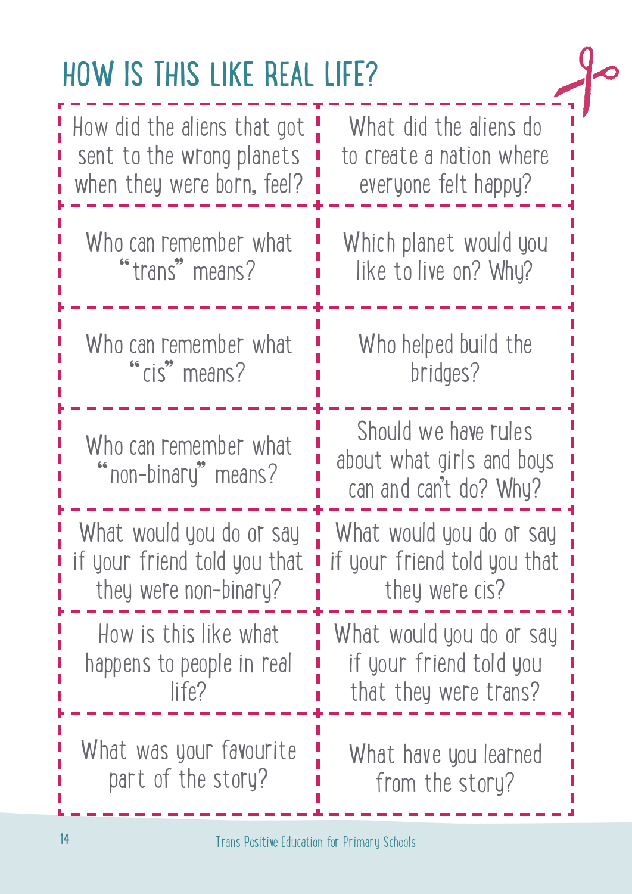# HOW IS THIS LIKE REAL LIFE?

| | |
|---|---|
| How did the aliens that got sent to the wrong planets when they were born, feel? | What did the aliens do to create a nation where everyone felt happy? |
| Who can remember what "trans" means? | Which planet would you like to live on? Why? |
| Who can remember what "cis" means? | Who helped build the bridges? |
| Who can remember what "non-binary" means? | Should we have rules about what girls and boys can and can't do? Why? |
| What would you do or say if your friend told you that they were non-binary? | What would you do or say if your friend told you that they were cis? |
| How is this like what happens to people in real life? | What would you do or say if your friend told you that they were trans? |
| What was your favourite part of the story? | What have you learned from the story? |